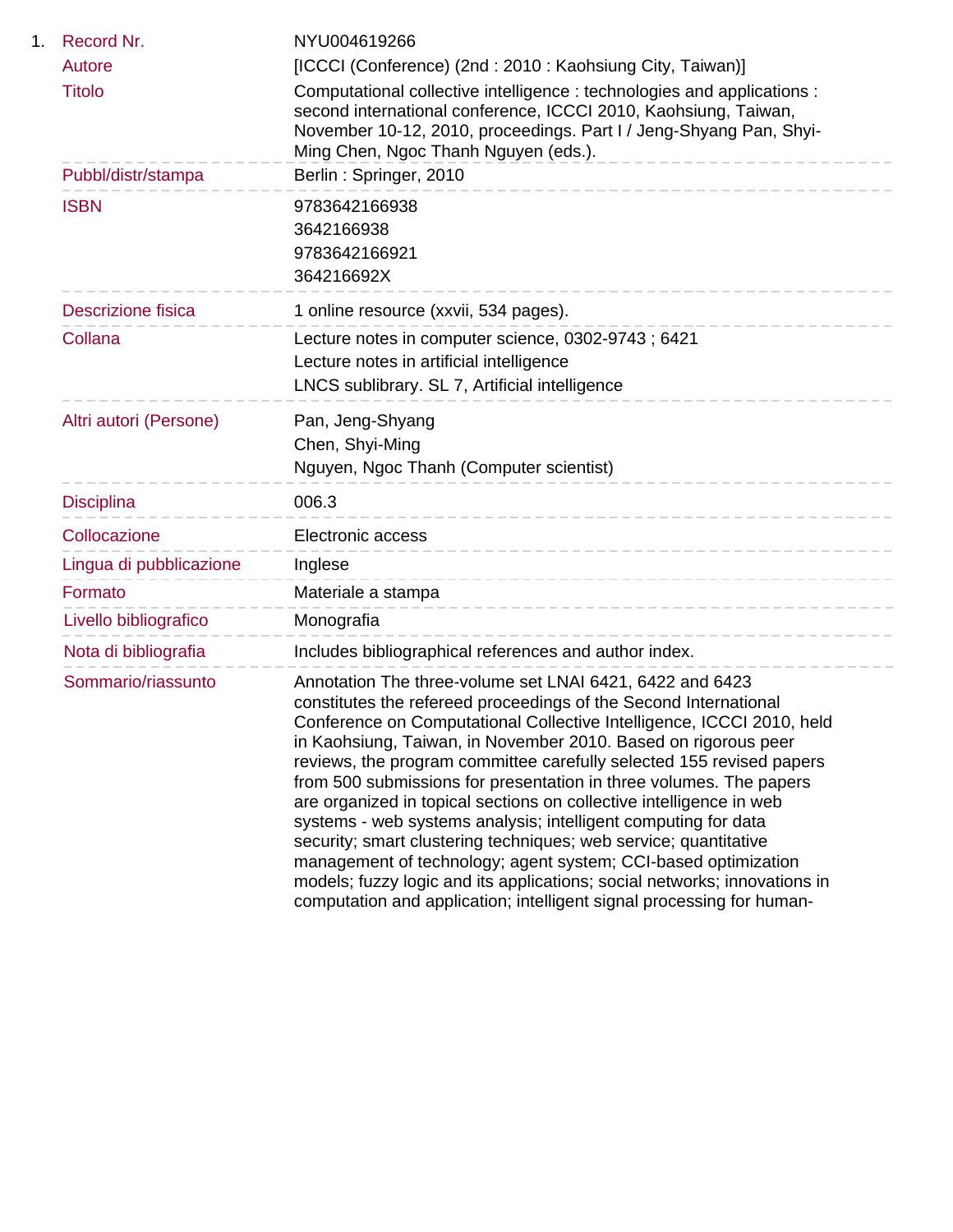1. 

| | |
|---|---|
| Record Nr. | NYU004619266 |
| Autore | [ICCCI (Conference) (2nd : 2010 : Kaohsiung City, Taiwan)] |
| Titolo | Computational collective intelligence : technologies and applications : second international conference, ICCCI 2010, Kaohsiung, Taiwan, November 10-12, 2010, proceedings. Part I / Jeng-Shyang Pan, Shyi-Ming Chen, Ngoc Thanh Nguyen (eds.). |
| Pubbl/distr/stampa | Berlin : Springer, 2010 |
| ISBN | 9783642166938<br>3642166938<br>9783642166921<br>364216692X |
| Descrizione fisica | 1 online resource (xxvii, 534 pages). |
| Collana | Lecture notes in computer science, 0302-9743 ; 6421<br>Lecture notes in artificial intelligence<br>LNCS sublibrary. SL 7, Artificial intelligence |
| Altri autori (Persone) | Pan, Jeng-Shyang<br>Chen, Shyi-Ming<br>Nguyen, Ngoc Thanh (Computer scientist) |
| Disciplina | 006.3 |
| Collocazione | Electronic access |
| Lingua di pubblicazione | Inglese |
| Formato | Materiale a stampa |
| Livello bibliografico | Monografia |
| Nota di bibliografia | Includes bibliographical references and author index. |
| Sommario/riassunto | Annotation The three-volume set LNAI 6421, 6422 and 6423 constitutes the refereed proceedings of the Second International Conference on Computational Collective Intelligence, ICCCI 2010, held in Kaohsiung, Taiwan, in November 2010. Based on rigorous peer reviews, the program committee carefully selected 155 revised papers from 500 submissions for presentation in three volumes. The papers are organized in topical sections on collective intelligence in web systems - web systems analysis; intelligent computing for data security; smart clustering techniques; web service; quantitative management of technology; agent system; CCI-based optimization models; fuzzy logic and its applications; social networks; innovations in computation and application; intelligent signal processing for human- |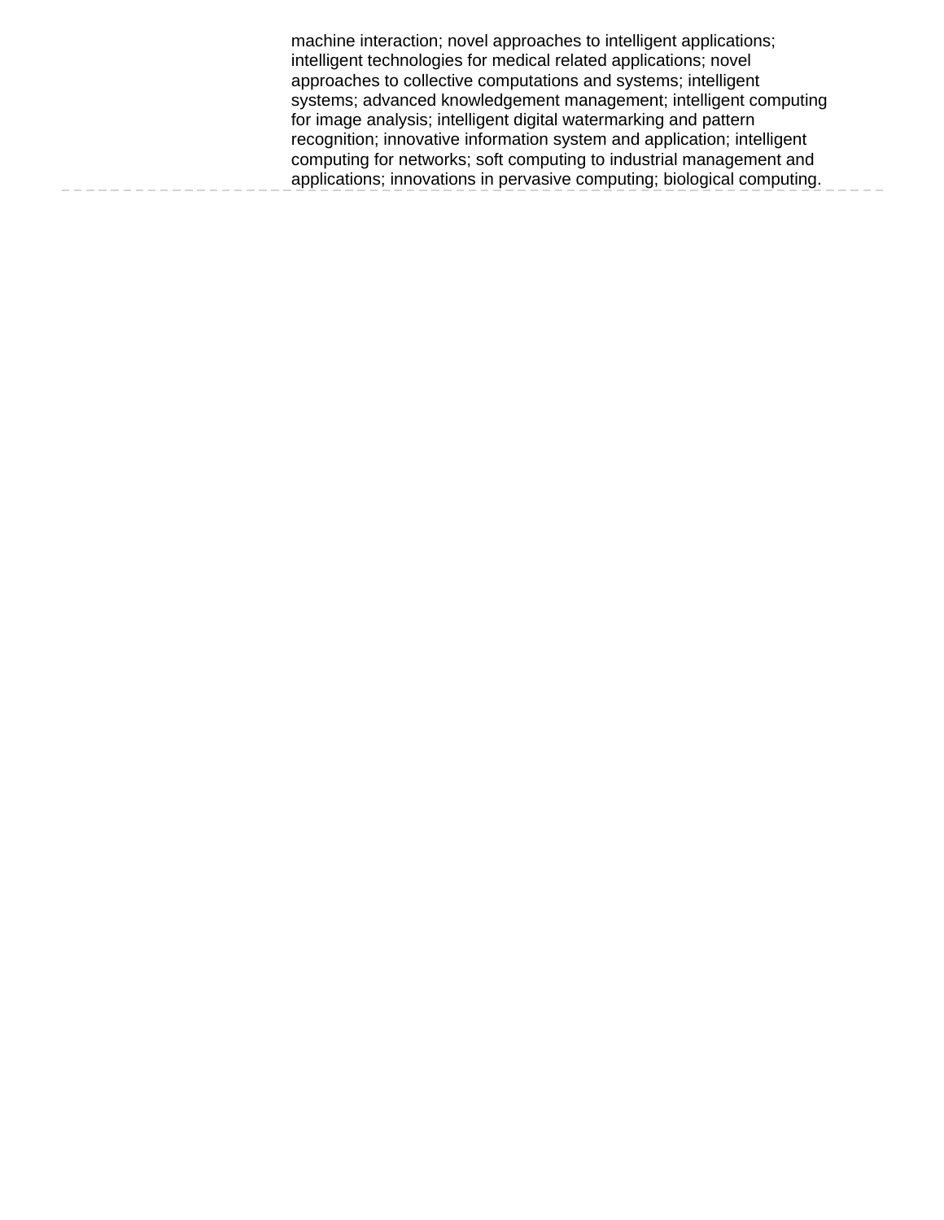machine interaction; novel approaches to intelligent applications; intelligent technologies for medical related applications; novel approaches to collective computations and systems; intelligent systems; advanced knowledgement management; intelligent computing for image analysis; intelligent digital watermarking and pattern recognition; innovative information system and application; intelligent computing for networks; soft computing to industrial management and applications; innovations in pervasive computing; biological computing.